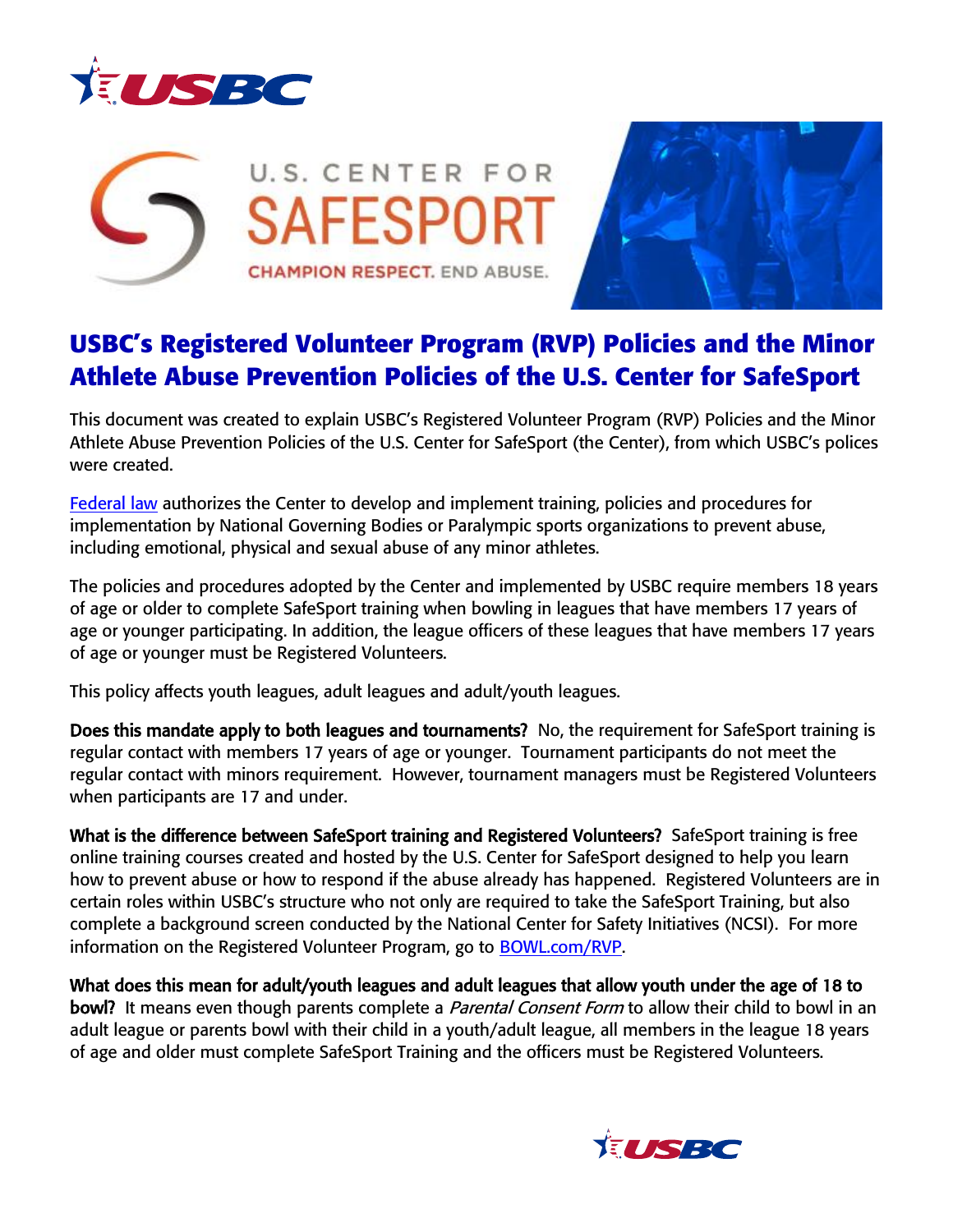# USBC's Registered Volunteer Program (RVP) Policies and the Minor Athlete Abuse Prevention Policies of the U.S. Center for SafeSport

This document was created to explain USBC's Registered Volunteer Program (RVP) Policies and the Minor Athlete Abuse Prevention Policies of the U.S. Center for SafeSport (the Center), from which USBC's polices were created.

[Federal law](#) authorizes the Center to develop and implement training, policies and procedures for implementation by National Governing Bodies or Paralympic sports organizations to prevent abuse, including emotional, physical and sexual abuse of any minor athletes.

The policies and procedures adopted by the Center and implemented by USBC require members 18 years of age or older to complete SafeSport training when bowling in leagues that have members 17 years of age or younger participating. In addition, the league officers of these leagues that have members 17 years of age or younger must be Registered Volunteers.

This policy affects youth leagues, adult leagues and adult/youth leagues.

**Does this mandate apply to both leagues and tournaments?** No, the requirement for SafeSport training is regular contact with members 17 years of age or younger. Tournament participants do not meet the regular contact with minors requirement. However, tournament managers must be Registered Volunteers when participants are 17 and under.

**What is the difference between SafeSport training and Registered Volunteers?** SafeSport training is free online training courses created and hosted by the U.S. Center for SafeSport designed to help you learn how to prevent abuse or how to respond if the abuse already has happened. Registered Volunteers are in certain roles within USBC's structure who not only are required to take the SafeSport Training, but also complete a background screen conducted by the National Center for Safety Initiatives (NCSI). For more information on the Registered Volunteer Program, go to [BOWL.com/RVP](#).

**What does this mean for adult/youth leagues and adult leagues that allow youth under the age of 18 to bowl?** It means even though parents complete a *Parental Consent Form* to allow their child to bowl in an adult league or parents bowl with their child in a youth/adult league, all members in the league 18 years of age and older must complete SafeSport Training and the officers must be Registered Volunteers.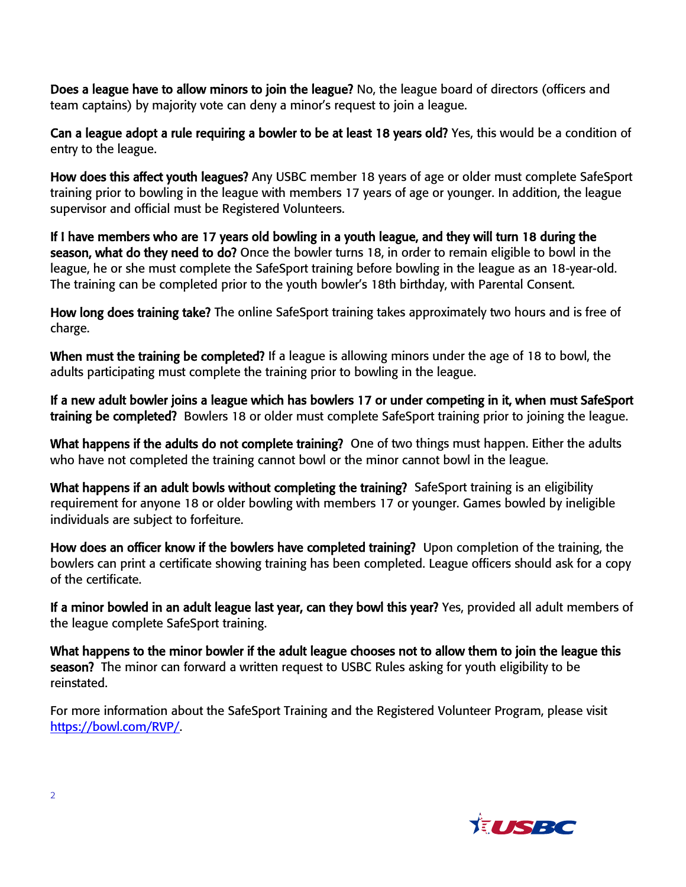**Does a league have to allow minors to join the league?** No, the league board of directors (officers and team captains) by majority vote can deny a minor's request to join a league.

**Can a league adopt a rule requiring a bowler to be at least 18 years old?** Yes, this would be a condition of entry to the league.

**How does this affect youth leagues?** Any USBC member 18 years of age or older must complete SafeSport training prior to bowling in the league with members 17 years of age or younger. In addition, the league supervisor and official must be Registered Volunteers.

**If I have members who are 17 years old bowling in a youth league, and they will turn 18 during the season, what do they need to do?** Once the bowler turns 18, in order to remain eligible to bowl in the league, he or she must complete the SafeSport training before bowling in the league as an 18-year-old. The training can be completed prior to the youth bowler's 18th birthday, with Parental Consent.

**How long does training take?** The online SafeSport training takes approximately two hours and is free of charge.

**When must the training be completed?** If a league is allowing minors under the age of 18 to bowl, the adults participating must complete the training prior to bowling in the league.

**If a new adult bowler joins a league which has bowlers 17 or under competing in it, when must SafeSport training be completed?** Bowlers 18 or older must complete SafeSport training prior to joining the league.

**What happens if the adults do not complete training?** One of two things must happen. Either the adults who have not completed the training cannot bowl or the minor cannot bowl in the league.

**What happens if an adult bowls without completing the training?** SafeSport training is an eligibility requirement for anyone 18 or older bowling with members 17 or younger. Games bowled by ineligible individuals are subject to forfeiture.

**How does an officer know if the bowlers have completed training?** Upon completion of the training, the bowlers can print a certificate showing training has been completed. League officers should ask for a copy of the certificate.

**If a minor bowled in an adult league last year, can they bowl this year?** Yes, provided all adult members of the league complete SafeSport training.

**What happens to the minor bowler if the adult league chooses not to allow them to join the league this season?** The minor can forward a written request to USBC Rules asking for youth eligibility to be reinstated.

For more information about the SafeSport Training and the Registered Volunteer Program, please visit [https://bowl.com/RVP/](https://bowl.com/RVP/).